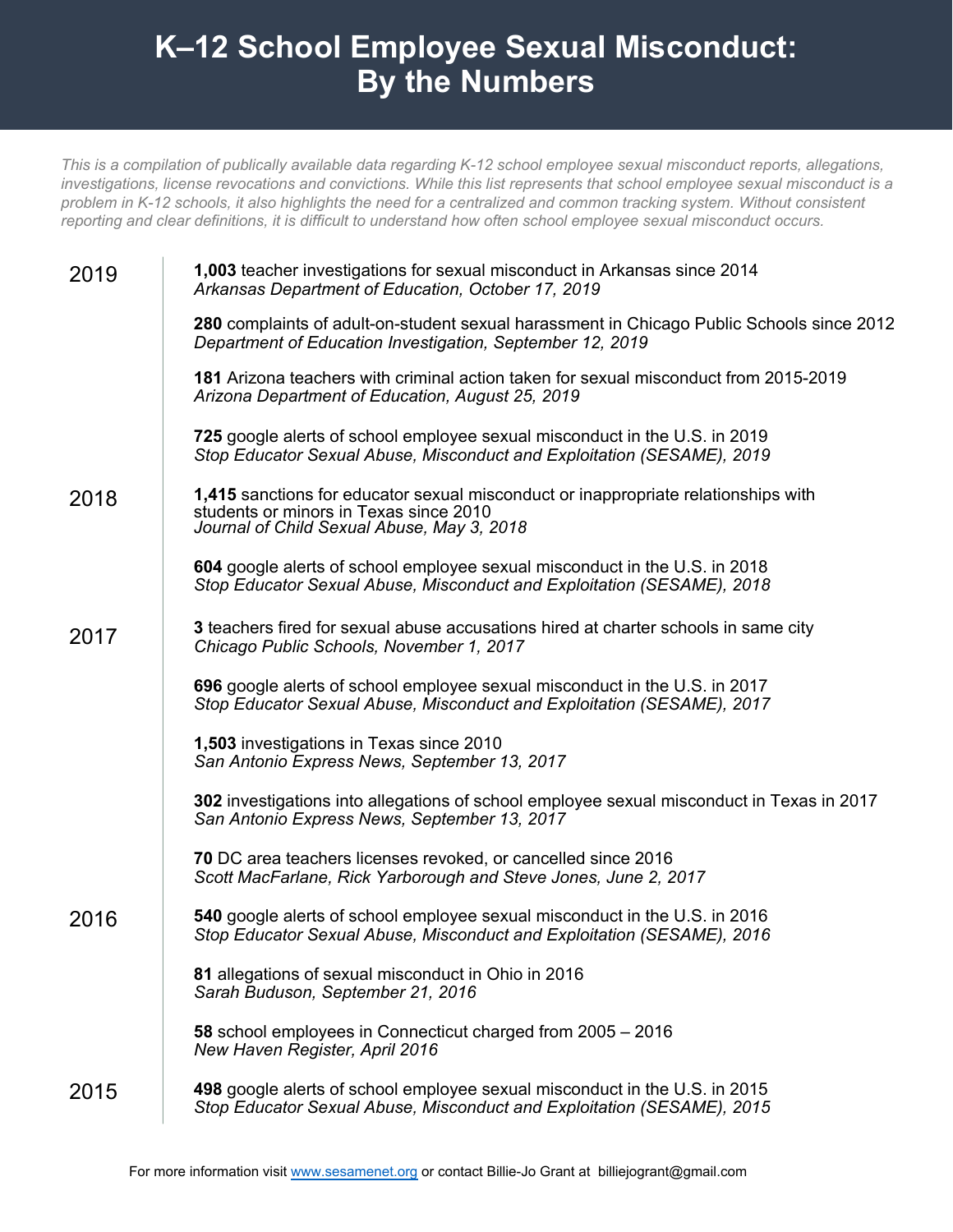# K–12 School Employee Sexual Misconduct: By the Numbers

*This is a compilation of publically available data regarding K-12 school employee sexual misconduct reports, allegations, investigations, license revocations and convictions. While this list represents that school employee sexual misconduct is a problem in K-12 schools, it also highlights the need for a centralized and common tracking system. Without consistent reporting and clear definitions, it is difficult to understand how often school employee sexual misconduct occurs.*

## 2019

**1,003** teacher investigations for sexual misconduct in Arkansas since 2014
*Arkansas Department of Education, October 17, 2019*

**280** complaints of adult-on-student sexual harassment in Chicago Public Schools since 2012
*Department of Education Investigation, September 12, 2019*

**181** Arizona teachers with criminal action taken for sexual misconduct from 2015-2019
*Arizona Department of Education, August 25, 2019*

**725** google alerts of school employee sexual misconduct in the U.S. in 2019
*Stop Educator Sexual Abuse, Misconduct and Exploitation (SESAME), 2019*

## 2018

**1,415** sanctions for educator sexual misconduct or inappropriate relationships with students or minors in Texas since 2010
*Journal of Child Sexual Abuse, May 3, 2018*

**604** google alerts of school employee sexual misconduct in the U.S. in 2018
*Stop Educator Sexual Abuse, Misconduct and Exploitation (SESAME), 2018*

## 2017

**3** teachers fired for sexual abuse accusations hired at charter schools in same city
*Chicago Public Schools, November 1, 2017*

**696** google alerts of school employee sexual misconduct in the U.S. in 2017
*Stop Educator Sexual Abuse, Misconduct and Exploitation (SESAME), 2017*

**1,503** investigations in Texas since 2010
*San Antonio Express News, September 13, 2017*

**302** investigations into allegations of school employee sexual misconduct in Texas in 2017
*San Antonio Express News, September 13, 2017*

**70** DC area teachers licenses revoked, or cancelled since 2016
*Scott MacFarlane, Rick Yarborough and Steve Jones, June 2, 2017*

## 2016

**540** google alerts of school employee sexual misconduct in the U.S. in 2016
*Stop Educator Sexual Abuse, Misconduct and Exploitation (SESAME), 2016*

**81** allegations of sexual misconduct in Ohio in 2016
*Sarah Buduson, September 21, 2016*

**58** school employees in Connecticut charged from 2005 – 2016
*New Haven Register, April 2016*

## 2015

**498** google alerts of school employee sexual misconduct in the U.S. in 2015
*Stop Educator Sexual Abuse, Misconduct and Exploitation (SESAME), 2015*

For more information visit [www.sesamenet.org](http://www.sesamenet.org) or contact Billie-Jo Grant at billiejogrant@gmail.com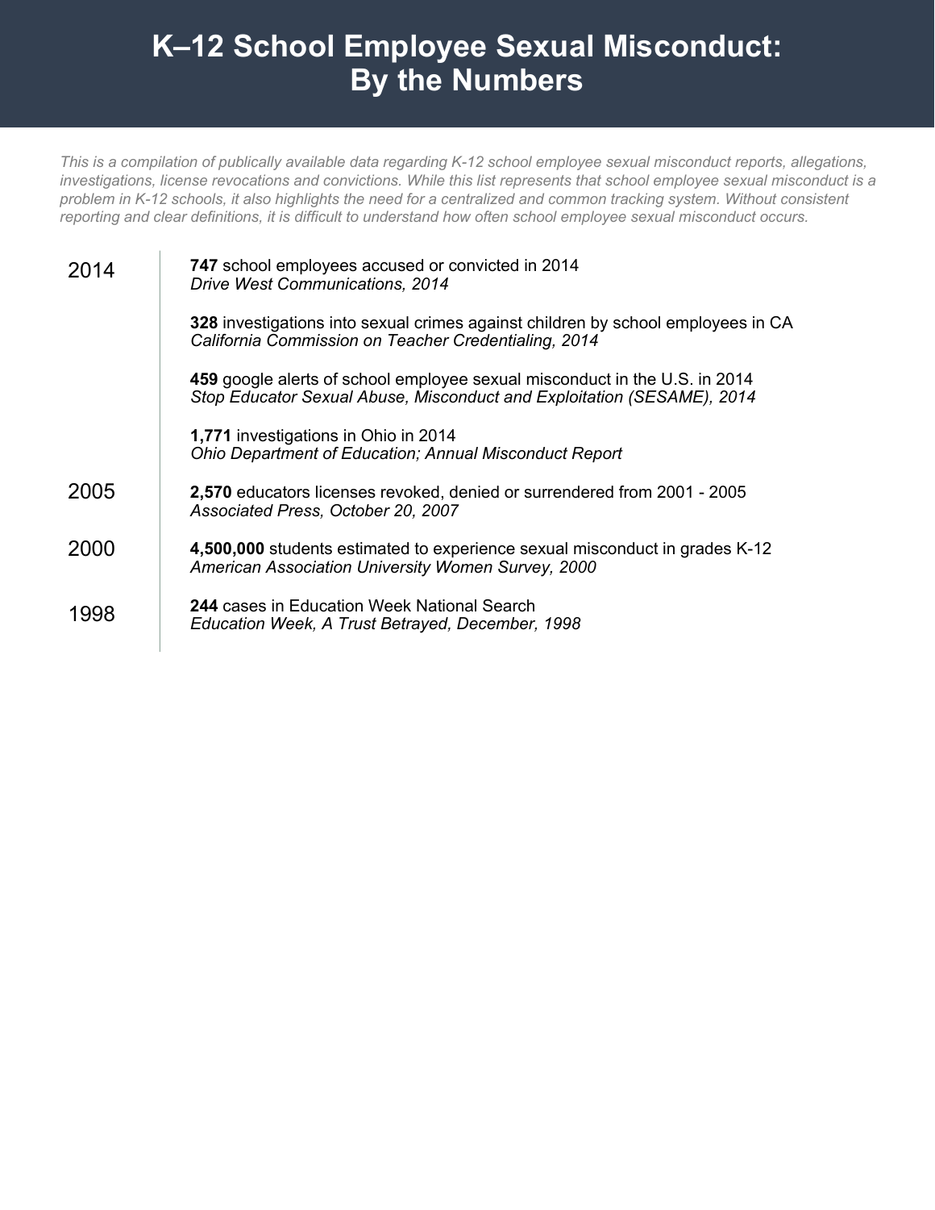# K–12 School Employee Sexual Misconduct: By the Numbers

*This is a compilation of publically available data regarding K-12 school employee sexual misconduct reports, allegations, investigations, license revocations and convictions. While this list represents that school employee sexual misconduct is a problem in K-12 schools, it also highlights the need for a centralized and common tracking system. Without consistent reporting and clear definitions, it is difficult to understand how often school employee sexual misconduct occurs.*

2014

**747** school employees accused or convicted in 2014
*Drive West Communications, 2014*

**328** investigations into sexual crimes against children by school employees in CA
*California Commission on Teacher Credentialing, 2014*

**459** google alerts of school employee sexual misconduct in the U.S. in 2014
*Stop Educator Sexual Abuse, Misconduct and Exploitation (SESAME), 2014*

**1,771** investigations in Ohio in 2014
*Ohio Department of Education; Annual Misconduct Report*

2005

**2,570** educators licenses revoked, denied or surrendered from 2001 - 2005
*Associated Press, October 20, 2007*

2000

**4,500,000** students estimated to experience sexual misconduct in grades K-12
*American Association University Women Survey, 2000*

1998

**244** cases in Education Week National Search
*Education Week, A Trust Betrayed, December, 1998*